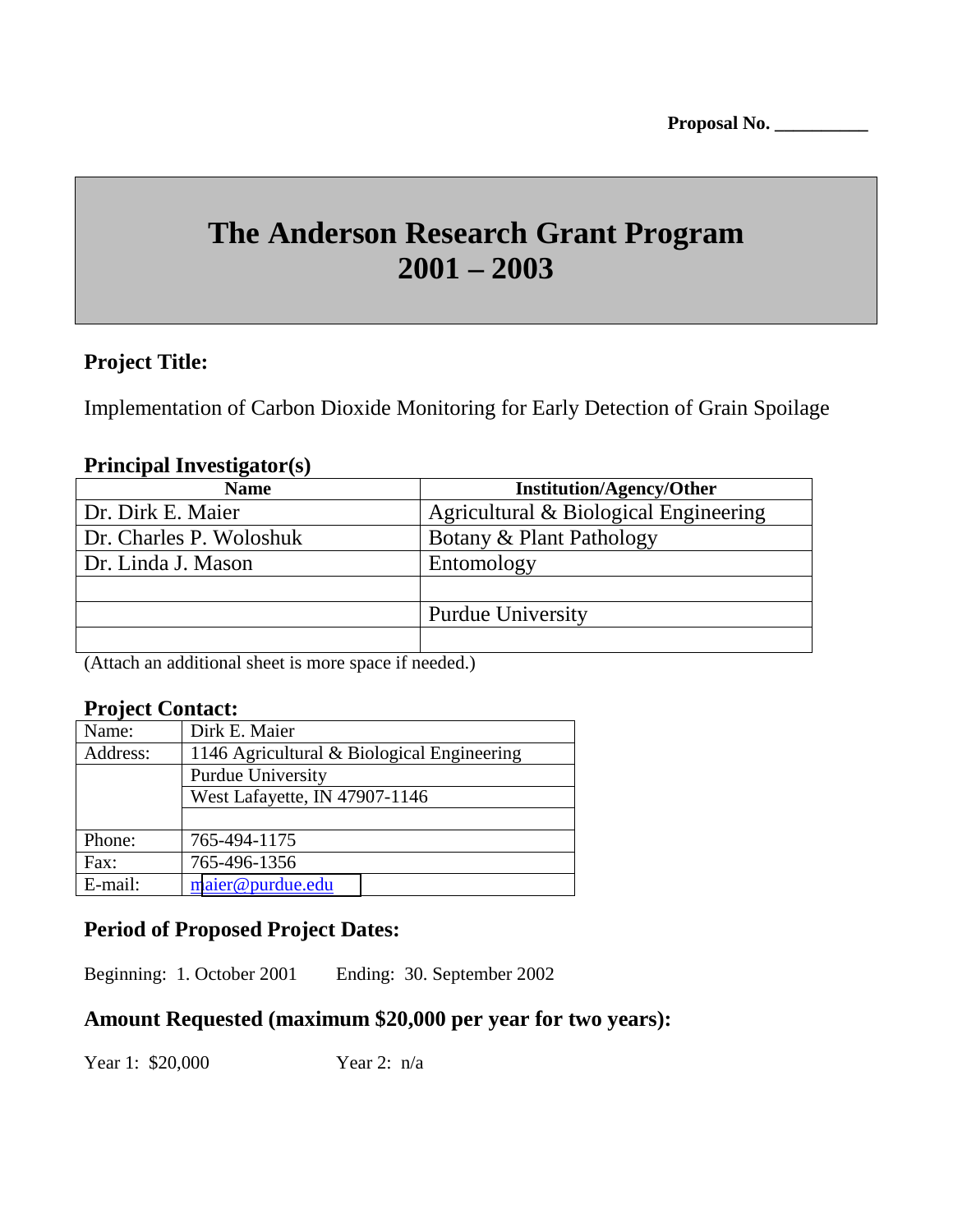**Proposal No. __________**

# The Anderson Research Grant Program 2001 – 2003

## Project Title:

Implementation of Carbon Dioxide Monitoring for Early Detection of Grain Spoilage

## Principal Investigator(s)

| Name | Institution/Agency/Other |
|---|---|
| Dr. Dirk E. Maier | Agricultural & Biological Engineering |
| Dr. Charles P. Woloshuk | Botany & Plant Pathology |
| Dr. Linda J. Mason | Entomology |
| | |
| | Purdue University |
| | |

(Attach an additional sheet is more space if needed.)

## Project Contact:

| | |
|---|---|
| Name: | Dirk E. Maier |
| Address: | 1146 Agricultural & Biological Engineering |
| | Purdue University |
| | West Lafayette, IN 47907-1146 |
| | |
| Phone: | 765-494-1175 |
| Fax: | 765-496-1356 |
| E-mail: | maier@purdue.edu |

## Period of Proposed Project Dates:

Beginning: 1. October 2001 Ending: 30. September 2002

## Amount Requested (maximum $20,000 per year for two years):

Year 1: $20,000 Year 2: n/a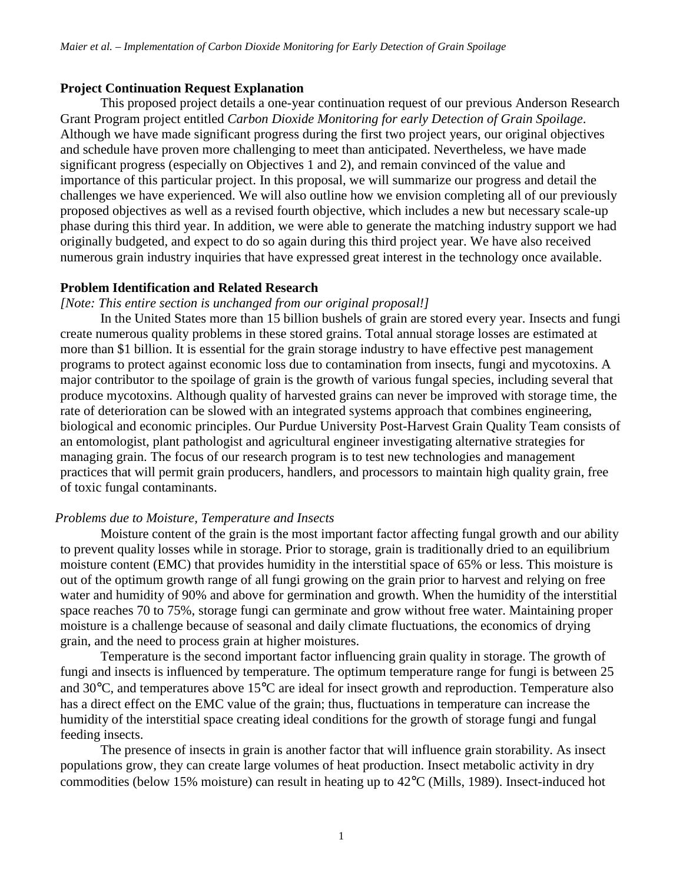### Project Continuation Request Explanation

This proposed project details a one-year continuation request of our previous Anderson Research Grant Program project entitled *Carbon Dioxide Monitoring for early Detection of Grain Spoilage*. Although we have made significant progress during the first two project years, our original objectives and schedule have proven more challenging to meet than anticipated. Nevertheless, we have made significant progress (especially on Objectives 1 and 2), and remain convinced of the value and importance of this particular project. In this proposal, we will summarize our progress and detail the challenges we have experienced. We will also outline how we envision completing all of our previously proposed objectives as well as a revised fourth objective, which includes a new but necessary scale-up phase during this third year. In addition, we were able to generate the matching industry support we had originally budgeted, and expect to do so again during this third project year. We have also received numerous grain industry inquiries that have expressed great interest in the technology once available.

### Problem Identification and Related Research

*[Note: This entire section is unchanged from our original proposal!]*

In the United States more than 15 billion bushels of grain are stored every year. Insects and fungi create numerous quality problems in these stored grains. Total annual storage losses are estimated at more than $1 billion. It is essential for the grain storage industry to have effective pest management programs to protect against economic loss due to contamination from insects, fungi and mycotoxins. A major contributor to the spoilage of grain is the growth of various fungal species, including several that produce mycotoxins. Although quality of harvested grains can never be improved with storage time, the rate of deterioration can be slowed with an integrated systems approach that combines engineering, biological and economic principles. Our Purdue University Post-Harvest Grain Quality Team consists of an entomologist, plant pathologist and agricultural engineer investigating alternative strategies for managing grain. The focus of our research program is to test new technologies and management practices that will permit grain producers, handlers, and processors to maintain high quality grain, free of toxic fungal contaminants.

#### *Problems due to Moisture, Temperature and Insects*

Moisture content of the grain is the most important factor affecting fungal growth and our ability to prevent quality losses while in storage. Prior to storage, grain is traditionally dried to an equilibrium moisture content (EMC) that provides humidity in the interstitial space of 65% or less. This moisture is out of the optimum growth range of all fungi growing on the grain prior to harvest and relying on free water and humidity of 90% and above for germination and growth. When the humidity of the interstitial space reaches 70 to 75%, storage fungi can germinate and grow without free water. Maintaining proper moisture is a challenge because of seasonal and daily climate fluctuations, the economics of drying grain, and the need to process grain at higher moistures.

Temperature is the second important factor influencing grain quality in storage. The growth of fungi and insects is influenced by temperature. The optimum temperature range for fungi is between 25 and 30°C, and temperatures above 15°C are ideal for insect growth and reproduction. Temperature also has a direct effect on the EMC value of the grain; thus, fluctuations in temperature can increase the humidity of the interstitial space creating ideal conditions for the growth of storage fungi and fungal feeding insects.

The presence of insects in grain is another factor that will influence grain storability. As insect populations grow, they can create large volumes of heat production. Insect metabolic activity in dry commodities (below 15% moisture) can result in heating up to 42°C (Mills, 1989). Insect-induced hot